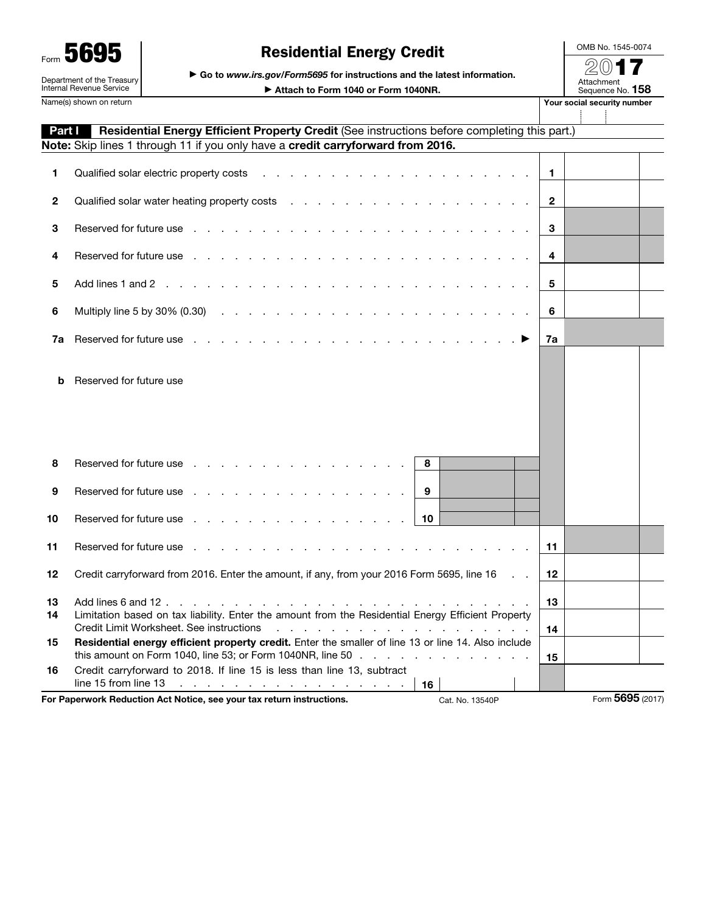Form **5695**

Department of the Treasury
Internal Revenue Service

# Residential Energy Credit

▶ Go to *www.irs.gov/Form5695* for instructions and the latest information.

▶ Attach to Form 1040 or Form 1040NR.

OMB No. 1545-0074

2017

Attachment Sequence No. **158**

Name(s) shown on return | Your social security number

## Part I Residential Energy Efficient Property Credit (See instructions before completing this part.)

**Note:** Skip lines 1 through 11 if you only have a **credit carryforward from 2016.**

| Line | Description | | | Line | Amount |
|---|---|---|---|---|---|
| 1 | Qualified solar electric property costs | | | 1 | |
| 2 | Qualified solar water heating property costs | | | 2 | |
| 3 | Reserved for future use | | | 3 | |
| 4 | Reserved for future use | | | 4 | |
| 5 | Add lines 1 and 2 | | | 5 | |
| 6 | Multiply line 5 by 30% (0.30) | | | 6 | |
| 7a | Reserved for future use ▶ | | | 7a | |
| b | Reserved for future use | | | | |
| 8 | Reserved for future use | 8 | | | |
| 9 | Reserved for future use | 9 | | | |
| 10 | Reserved for future use | 10 | | | |
| 11 | Reserved for future use | | | 11 | |
| 12 | Credit carryforward from 2016. Enter the amount, if any, from your 2016 Form 5695, line 16 | | | 12 | |
| 13 | Add lines 6 and 12 | | | 13 | |
| 14 | Limitation based on tax liability. Enter the amount from the Residential Energy Efficient Property Credit Limit Worksheet. See instructions | | | 14 | |
| 15 | **Residential energy efficient property credit.** Enter the smaller of line 13 or line 14. Also include this amount on Form 1040, line 53; or Form 1040NR, line 50 | | | 15 | |
| 16 | Credit carryforward to 2018. If line 15 is less than line 13, subtract line 15 from line 13 | 16 | | | |

**For Paperwork Reduction Act Notice, see your tax return instructions.** Cat. No. 13540P Form **5695** (2017)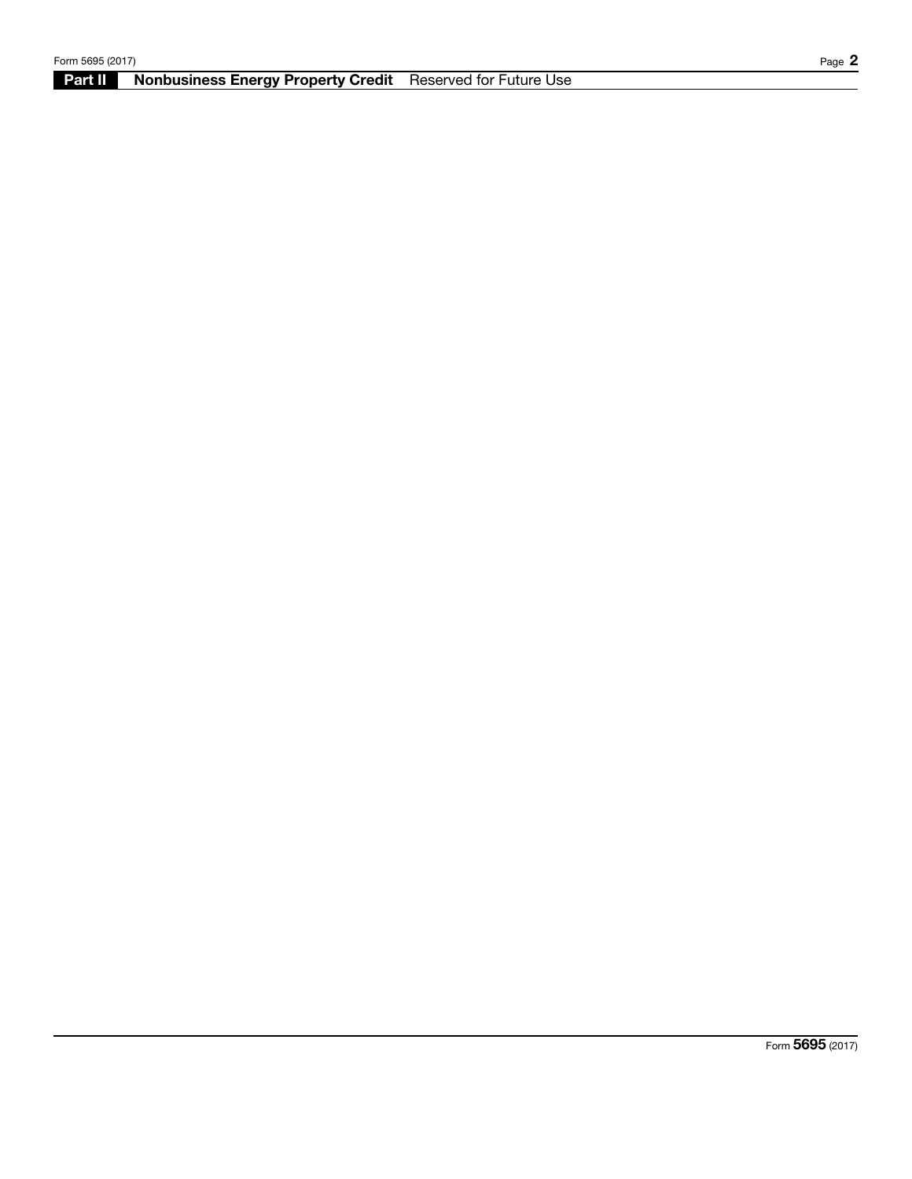**Part II** **Nonbusiness Energy Property Credit** Reserved for Future Use